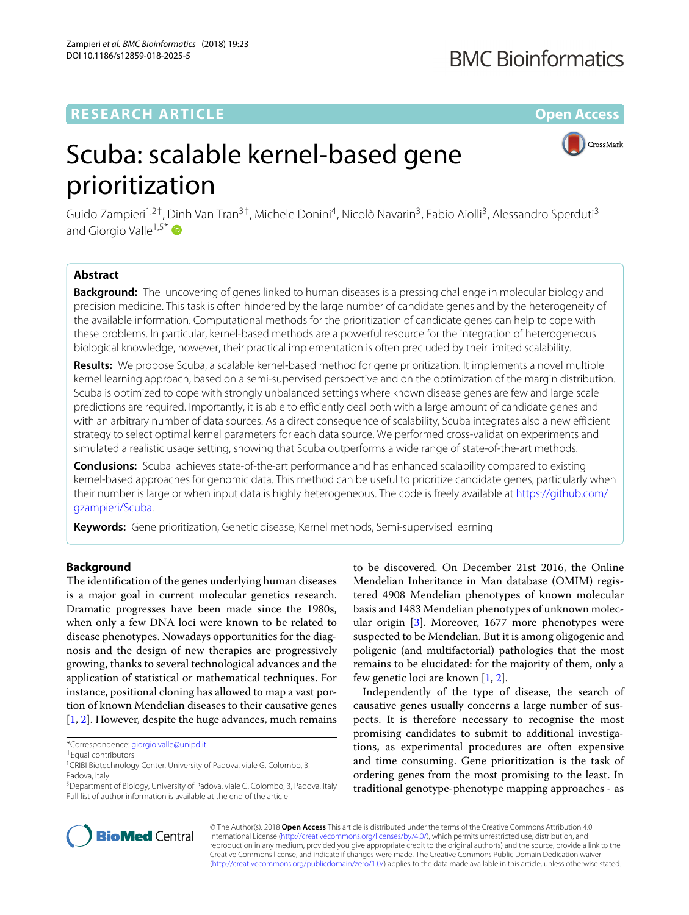RESEARCH ARTICLE

Open Access

# Scuba: scalable kernel-based gene prioritization

Guido Zampieri[1,2†], Dinh Van Tran[3†], Michele Donini[4], Nicolò Navarin[3], Fabio Aiolli[3], Alessandro Sperduti[3] and Giorgio Valle[1,5*]

## Abstract

**Background:** The uncovering of genes linked to human diseases is a pressing challenge in molecular biology and precision medicine. This task is often hindered by the large number of candidate genes and by the heterogeneity of the available information. Computational methods for the prioritization of candidate genes can help to cope with these problems. In particular, kernel-based methods are a powerful resource for the integration of heterogeneous biological knowledge, however, their practical implementation is often precluded by their limited scalability.

**Results:** We propose Scuba, a scalable kernel-based method for gene prioritization. It implements a novel multiple kernel learning approach, based on a semi-supervised perspective and on the optimization of the margin distribution. Scuba is optimized to cope with strongly unbalanced settings where known disease genes are few and large scale predictions are required. Importantly, it is able to efficiently deal both with a large amount of candidate genes and with an arbitrary number of data sources. As a direct consequence of scalability, Scuba integrates also a new efficient strategy to select optimal kernel parameters for each data source. We performed cross-validation experiments and simulated a realistic usage setting, showing that Scuba outperforms a wide range of state-of-the-art methods.

**Conclusions:** Scuba achieves state-of-the-art performance and has enhanced scalability compared to existing kernel-based approaches for genomic data. This method can be useful to prioritize candidate genes, particularly when their number is large or when input data is highly heterogeneous. The code is freely available at https://github.com/gzampieri/Scuba.

**Keywords:** Gene prioritization, Genetic disease, Kernel methods, Semi-supervised learning

## Background

The identification of the genes underlying human diseases is a major goal in current molecular genetics research. Dramatic progresses have been made since the 1980s, when only a few DNA loci were known to be related to disease phenotypes. Nowadays opportunities for the diagnosis and the design of new therapies are progressively growing, thanks to several technological advances and the application of statistical or mathematical techniques. For instance, positional cloning has allowed to map a vast portion of known Mendelian diseases to their causative genes [1, 2]. However, despite the huge advances, much remains to be discovered. On December 21st 2016, the Online Mendelian Inheritance in Man database (OMIM) registered 4908 Mendelian phenotypes of known molecular basis and 1483 Mendelian phenotypes of unknown molecular origin [3]. Moreover, 1677 more phenotypes were suspected to be Mendelian. But it is among oligogenic and poligenic (and multifactorial) pathologies that the most remains to be elucidated: for the majority of them, only a few genetic loci are known [1, 2].

Independently of the type of disease, the search of causative genes usually concerns a large number of suspects. It is therefore necessary to recognise the most promising candidates to submit to additional investigations, as experimental procedures are often expensive and time consuming. Gene prioritization is the task of ordering genes from the most promising to the least. In traditional genotype-phenotype mapping approaches - as

*Correspondence: giorgio.valle@unipd.it
†Equal contributors
[1]CRIBI Biotechnology Center, University of Padova, viale G. Colombo, 3, Padova, Italy
[5]Department of Biology, University of Padova, viale G. Colombo, 3, Padova, Italy
Full list of author information is available at the end of the article

© The Author(s). 2018 **Open Access** This article is distributed under the terms of the Creative Commons Attribution 4.0 International License (http://creativecommons.org/licenses/by/4.0/), which permits unrestricted use, distribution, and reproduction in any medium, provided you give appropriate credit to the original author(s) and the source, provide a link to the Creative Commons license, and indicate if changes were made. The Creative Commons Public Domain Dedication waiver (http://creativecommons.org/publicdomain/zero/1.0/) applies to the data made available in this article, unless otherwise stated.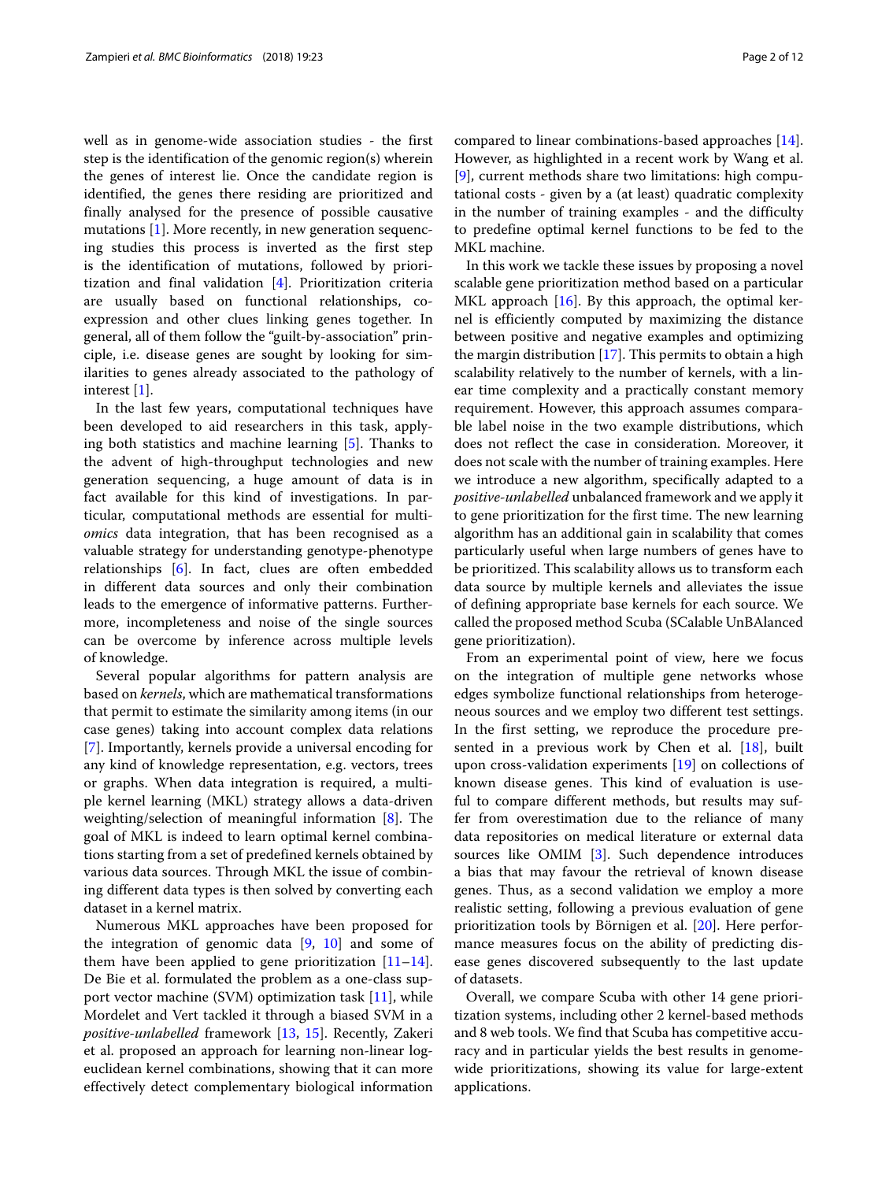well as in genome-wide association studies - the first step is the identification of the genomic region(s) wherein the genes of interest lie. Once the candidate region is identified, the genes there residing are prioritized and finally analysed for the presence of possible causative mutations [1]. More recently, in new generation sequencing studies this process is inverted as the first step is the identification of mutations, followed by prioritization and final validation [4]. Prioritization criteria are usually based on functional relationships, co-expression and other clues linking genes together. In general, all of them follow the "guilt-by-association" principle, i.e. disease genes are sought by looking for similarities to genes already associated to the pathology of interest [1].

In the last few years, computational techniques have been developed to aid researchers in this task, applying both statistics and machine learning [5]. Thanks to the advent of high-throughput technologies and new generation sequencing, a huge amount of data is in fact available for this kind of investigations. In particular, computational methods are essential for multi-*omics* data integration, that has been recognised as a valuable strategy for understanding genotype-phenotype relationships [6]. In fact, clues are often embedded in different data sources and only their combination leads to the emergence of informative patterns. Furthermore, incompleteness and noise of the single sources can be overcome by inference across multiple levels of knowledge.

Several popular algorithms for pattern analysis are based on *kernels*, which are mathematical transformations that permit to estimate the similarity among items (in our case genes) taking into account complex data relations [7]. Importantly, kernels provide a universal encoding for any kind of knowledge representation, e.g. vectors, trees or graphs. When data integration is required, a multiple kernel learning (MKL) strategy allows a data-driven weighting/selection of meaningful information [8]. The goal of MKL is indeed to learn optimal kernel combinations starting from a set of predefined kernels obtained by various data sources. Through MKL the issue of combining different data types is then solved by converting each dataset in a kernel matrix.

Numerous MKL approaches have been proposed for the integration of genomic data [9, 10] and some of them have been applied to gene prioritization [11–14]. De Bie et al. formulated the problem as a one-class support vector machine (SVM) optimization task [11], while Mordelet and Vert tackled it through a biased SVM in a *positive-unlabelled* framework [13, 15]. Recently, Zakeri et al. proposed an approach for learning non-linear log-euclidean kernel combinations, showing that it can more effectively detect complementary biological information compared to linear combinations-based approaches [14]. However, as highlighted in a recent work by Wang et al. [9], current methods share two limitations: high computational costs - given by a (at least) quadratic complexity in the number of training examples - and the difficulty to predefine optimal kernel functions to be fed to the MKL machine.

In this work we tackle these issues by proposing a novel scalable gene prioritization method based on a particular MKL approach [16]. By this approach, the optimal kernel is efficiently computed by maximizing the distance between positive and negative examples and optimizing the margin distribution [17]. This permits to obtain a high scalability relatively to the number of kernels, with a linear time complexity and a practically constant memory requirement. However, this approach assumes comparable label noise in the two example distributions, which does not reflect the case in consideration. Moreover, it does not scale with the number of training examples. Here we introduce a new algorithm, specifically adapted to a *positive-unlabelled* unbalanced framework and we apply it to gene prioritization for the first time. The new learning algorithm has an additional gain in scalability that comes particularly useful when large numbers of genes have to be prioritized. This scalability allows us to transform each data source by multiple kernels and alleviates the issue of defining appropriate base kernels for each source. We called the proposed method Scuba (SCalable UnBAlanced gene prioritization).

From an experimental point of view, here we focus on the integration of multiple gene networks whose edges symbolize functional relationships from heterogeneous sources and we employ two different test settings. In the first setting, we reproduce the procedure presented in a previous work by Chen et al. [18], built upon cross-validation experiments [19] on collections of known disease genes. This kind of evaluation is useful to compare different methods, but results may suffer from overestimation due to the reliance of many data repositories on medical literature or external data sources like OMIM [3]. Such dependence introduces a bias that may favour the retrieval of known disease genes. Thus, as a second validation we employ a more realistic setting, following a previous evaluation of gene prioritization tools by Börnigen et al. [20]. Here performance measures focus on the ability of predicting disease genes discovered subsequently to the last update of datasets.

Overall, we compare Scuba with other 14 gene prioritization systems, including other 2 kernel-based methods and 8 web tools. We find that Scuba has competitive accuracy and in particular yields the best results in genome-wide prioritizations, showing its value for large-extent applications.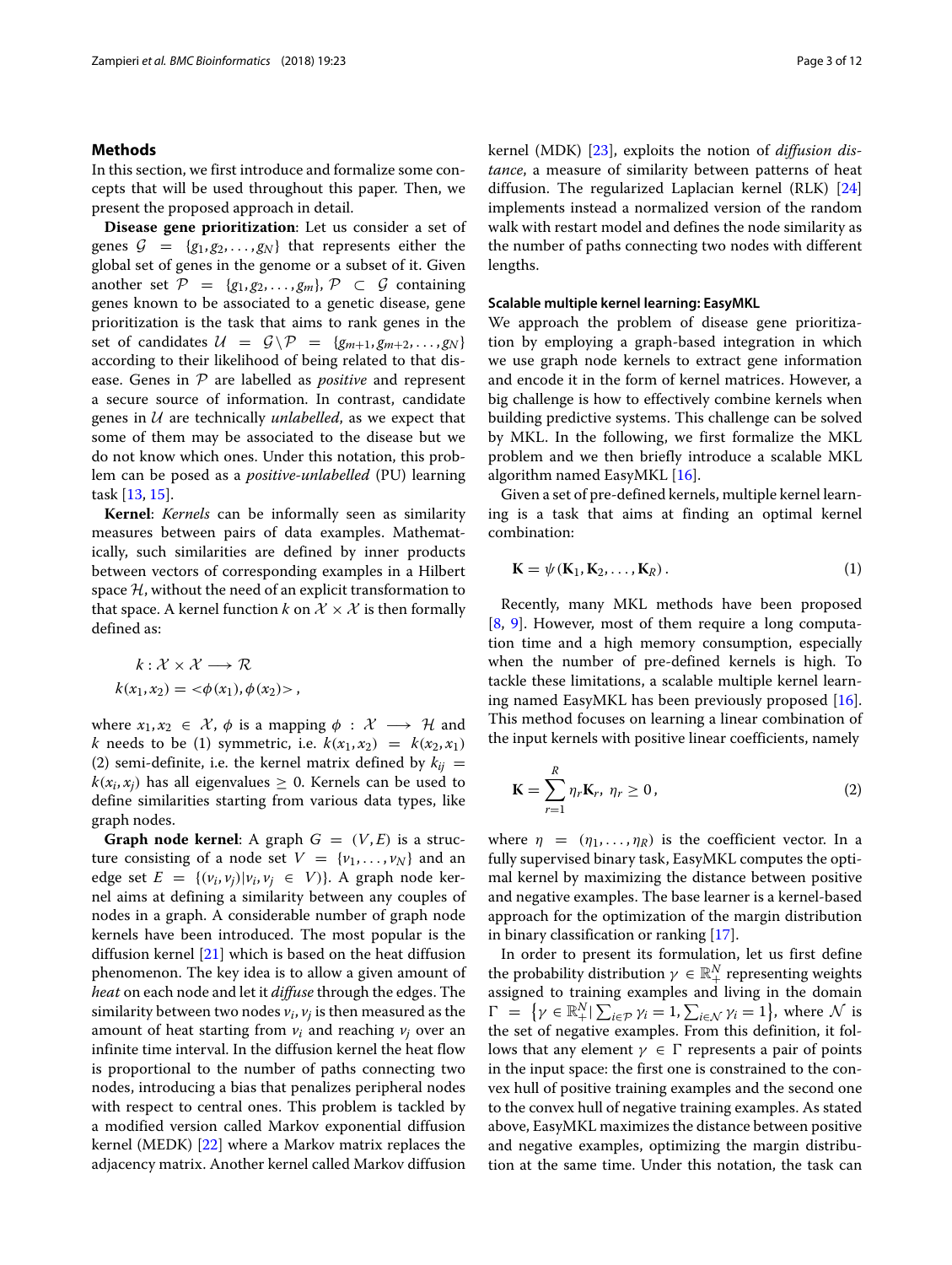## Methods

In this section, we first introduce and formalize some concepts that will be used throughout this paper. Then, we present the proposed approach in detail.

**Disease gene prioritization**: Let us consider a set of genes $\mathcal{G} = \{g_1, g_2, \ldots, g_N\}$ that represents either the global set of genes in the genome or a subset of it. Given another set $\mathcal{P} = \{g_1, g_2, \ldots, g_m\}$, $\mathcal{P} \subset \mathcal{G}$ containing genes known to be associated to a genetic disease, gene prioritization is the task that aims to rank genes in the set of candidates $\mathcal{U} = \mathcal{G} \setminus \mathcal{P} = \{g_{m+1}, g_{m+2}, \ldots, g_N\}$ according to their likelihood of being related to that disease. Genes in $\mathcal{P}$ are labelled as *positive* and represent a secure source of information. In contrast, candidate genes in $\mathcal{U}$ are technically *unlabelled*, as we expect that some of them may be associated to the disease but we do not know which ones. Under this notation, this problem can be posed as a *positive-unlabelled* (PU) learning task [13, 15].

**Kernel**: *Kernels* can be informally seen as similarity measures between pairs of data examples. Mathematically, such similarities are defined by inner products between vectors of corresponding examples in a Hilbert space $\mathcal{H}$, without the need of an explicit transformation to that space. A kernel function $k$ on $\mathcal{X} \times \mathcal{X}$ is then formally defined as:

$$k : \mathcal{X} \times \mathcal{X} \longrightarrow \mathcal{R}$$
$$k(x_1, x_2) = <\phi(x_1), \phi(x_2)>,$$

where $x_1, x_2 \in \mathcal{X}$, $\phi$ is a mapping $\phi : \mathcal{X} \longrightarrow \mathcal{H}$ and $k$ needs to be (1) symmetric, i.e. $k(x_1, x_2) = k(x_2, x_1)$ (2) semi-definite, i.e. the kernel matrix defined by $k_{ij} = k(x_i, x_j)$ has all eigenvalues $\geq 0$. Kernels can be used to define similarities starting from various data types, like graph nodes.

**Graph node kernel**: A graph $G = (V, E)$ is a structure consisting of a node set $V = \{v_1, \ldots, v_N\}$ and an edge set $E = \{(v_i, v_j) | v_i, v_j \in V)\}$. A graph node kernel aims at defining a similarity between any couples of nodes in a graph. A considerable number of graph node kernels have been introduced. The most popular is the diffusion kernel [21] which is based on the heat diffusion phenomenon. The key idea is to allow a given amount of *heat* on each node and let it *diffuse* through the edges. The similarity between two nodes $v_i, v_j$ is then measured as the amount of heat starting from $v_i$ and reaching $v_j$ over an infinite time interval. In the diffusion kernel the heat flow is proportional to the number of paths connecting two nodes, introducing a bias that penalizes peripheral nodes with respect to central ones. This problem is tackled by a modified version called Markov exponential diffusion kernel (MEDK) [22] where a Markov matrix replaces the adjacency matrix. Another kernel called Markov diffusion kernel (MDK) [23], exploits the notion of *diffusion distance*, a measure of similarity between patterns of heat diffusion. The regularized Laplacian kernel (RLK) [24] implements instead a normalized version of the random walk with restart model and defines the node similarity as the number of paths connecting two nodes with different lengths.

### Scalable multiple kernel learning: EasyMKL

We approach the problem of disease gene prioritization by employing a graph-based integration in which we use graph node kernels to extract gene information and encode it in the form of kernel matrices. However, a big challenge is how to effectively combine kernels when building predictive systems. This challenge can be solved by MKL. In the following, we first formalize the MKL problem and we then briefly introduce a scalable MKL algorithm named EasyMKL [16].

Given a set of pre-defined kernels, multiple kernel learning is a task that aims at finding an optimal kernel combination:

$$\mathbf{K} = \psi(\mathbf{K}_1, \mathbf{K}_2, \ldots, \mathbf{K}_R). \tag{1}$$

Recently, many MKL methods have been proposed [8, 9]. However, most of them require a long computation time and a high memory consumption, especially when the number of pre-defined kernels is high. To tackle these limitations, a scalable multiple kernel learning named EasyMKL has been previously proposed [16]. This method focuses on learning a linear combination of the input kernels with positive linear coefficients, namely

$$\mathbf{K} = \sum_{r=1}^{R} \eta_r \mathbf{K}_r, \; \eta_r \geq 0, \tag{2}$$

where $\eta = (\eta_1, \ldots, \eta_R)$ is the coefficient vector. In a fully supervised binary task, EasyMKL computes the optimal kernel by maximizing the distance between positive and negative examples. The base learner is a kernel-based approach for the optimization of the margin distribution in binary classification or ranking [17].

In order to present its formulation, let us first define the probability distribution $\gamma \in \mathbb{R}_+^N$ representing weights assigned to training examples and living in the domain $\Gamma = \left\{\gamma \in \mathbb{R}_+^N | \sum_{i \in \mathcal{P}} \gamma_i = 1, \sum_{i \in \mathcal{N}} \gamma_i = 1\right\}$, where $\mathcal{N}$ is the set of negative examples. From this definition, it follows that any element $\gamma \in \Gamma$ represents a pair of points in the input space: the first one is constrained to the convex hull of positive training examples and the second one to the convex hull of negative training examples. As stated above, EasyMKL maximizes the distance between positive and negative examples, optimizing the margin distribution at the same time. Under this notation, the task can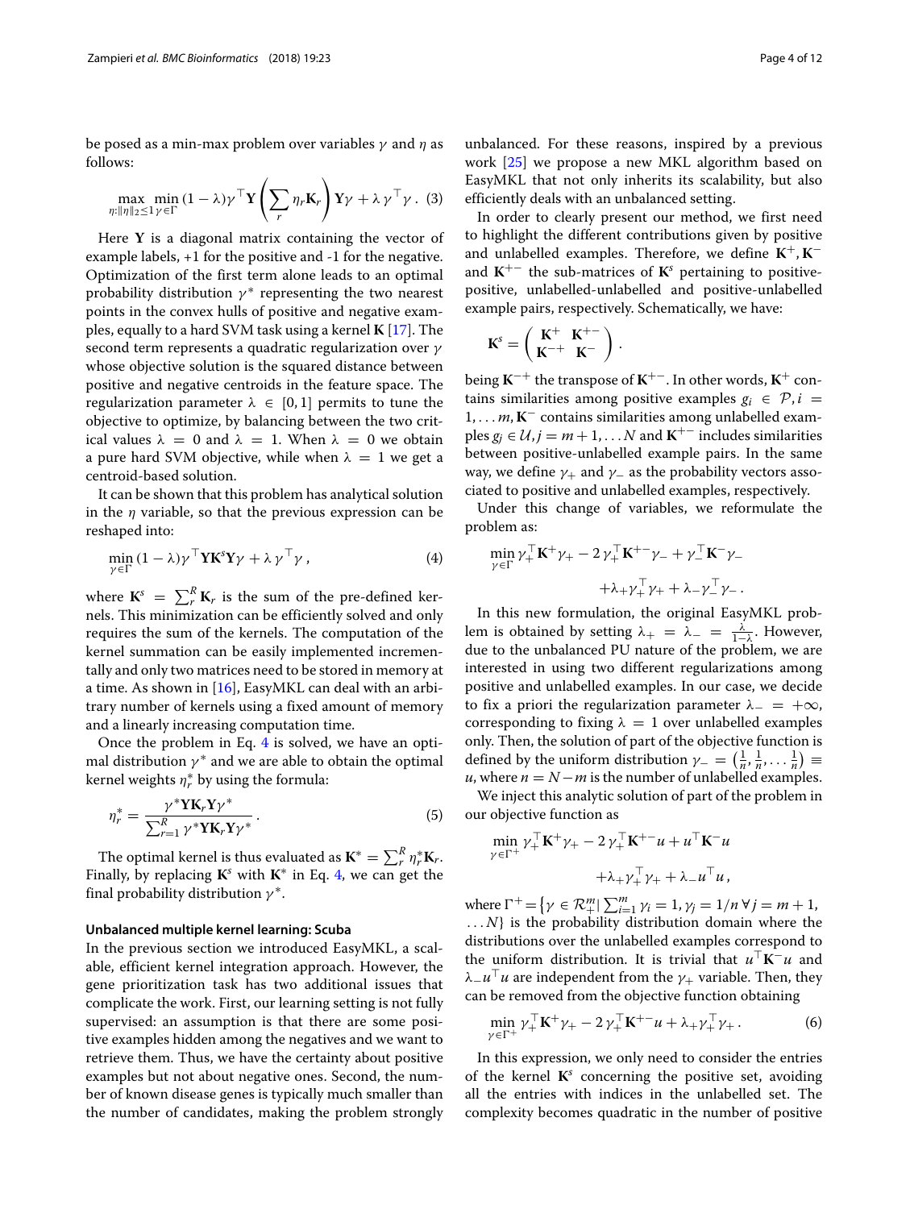be posed as a min-max problem over variables $\gamma$ and $\eta$ as follows:

$$\max_{\eta:\|\eta\|_2\leq 1} \min_{\gamma\in\Gamma} (1-\lambda)\gamma^\top \mathbf{Y}\left(\sum_r \eta_r \mathbf{K}_r\right)\mathbf{Y}\gamma + \lambda\,\gamma^\top\gamma\,. \quad (3)$$

Here $\mathbf{Y}$ is a diagonal matrix containing the vector of example labels, +1 for the positive and -1 for the negative. Optimization of the first term alone leads to an optimal probability distribution $\gamma^*$ representing the two nearest points in the convex hulls of positive and negative examples, equally to a hard SVM task using a kernel $\mathbf{K}$ [17]. The second term represents a quadratic regularization over $\gamma$ whose objective solution is the squared distance between positive and negative centroids in the feature space. The regularization parameter $\lambda \in [0,1]$ permits to tune the objective to optimize, by balancing between the two critical values $\lambda = 0$ and $\lambda = 1$. When $\lambda = 0$ we obtain a pure hard SVM objective, while when $\lambda = 1$ we get a centroid-based solution.

It can be shown that this problem has analytical solution in the $\eta$ variable, so that the previous expression can be reshaped into:

$$\min_{\gamma\in\Gamma} (1-\lambda)\gamma^\top \mathbf{Y}\mathbf{K}^s\mathbf{Y}\gamma + \lambda\,\gamma^\top\gamma\,, \quad (4)$$

where $\mathbf{K}^s = \sum_r^R \mathbf{K}_r$ is the sum of the pre-defined kernels. This minimization can be efficiently solved and only requires the sum of the kernels. The computation of the kernel summation can be easily implemented incrementally and only two matrices need to be stored in memory at a time. As shown in [16], EasyMKL can deal with an arbitrary number of kernels using a fixed amount of memory and a linearly increasing computation time.

Once the problem in Eq. 4 is solved, we have an optimal distribution $\gamma^*$ and we are able to obtain the optimal kernel weights $\eta_r^*$ by using the formula:

$$\eta_r^* = \frac{\gamma^*\mathbf{Y}\mathbf{K}_r\mathbf{Y}\gamma^*}{\sum_{r=1}^R \gamma^*\mathbf{Y}\mathbf{K}_r\mathbf{Y}\gamma^*}\,. \quad (5)$$

The optimal kernel is thus evaluated as $\mathbf{K}^* = \sum_r^R \eta_r^*\mathbf{K}_r$. Finally, by replacing $\mathbf{K}^s$ with $\mathbf{K}^*$ in Eq. 4, we can get the final probability distribution $\gamma^*$.

### Unbalanced multiple kernel learning: Scuba

In the previous section we introduced EasyMKL, a scalable, efficient kernel integration approach. However, the gene prioritization task has two additional issues that complicate the work. First, our learning setting is not fully supervised: an assumption is that there are some positive examples hidden among the negatives and we want to retrieve them. Thus, we have the certainty about positive examples but not about negative ones. Second, the number of known disease genes is typically much smaller than the number of candidates, making the problem strongly unbalanced. For these reasons, inspired by a previous work [25] we propose a new MKL algorithm based on EasyMKL that not only inherits its scalability, but also efficiently deals with an unbalanced setting.

In order to clearly present our method, we first need to highlight the different contributions given by positive and unlabelled examples. Therefore, we define $\mathbf{K}^+, \mathbf{K}^-$ and $\mathbf{K}^{+-}$ the sub-matrices of $\mathbf{K}^s$ pertaining to positive-positive, unlabelled-unlabelled and positive-unlabelled example pairs, respectively. Schematically, we have:

$$\mathbf{K}^s = \begin{pmatrix} \mathbf{K}^+ & \mathbf{K}^{+-} \\ \mathbf{K}^{-+} & \mathbf{K}^- \end{pmatrix}.$$

being $\mathbf{K}^{-+}$ the transpose of $\mathbf{K}^{+-}$. In other words, $\mathbf{K}^+$ contains similarities among positive examples $g_i \in \mathcal{P}, i = 1,\dots m$, $\mathbf{K}^-$ contains similarities among unlabelled examples $g_j \in \mathcal{U}, j = m+1,\dots N$ and $\mathbf{K}^{+-}$ includes similarities between positive-unlabelled example pairs. In the same way, we define $\gamma_+$ and $\gamma_-$ as the probability vectors associated to positive and unlabelled examples, respectively.

Under this change of variables, we reformulate the problem as:

$$\min_{\gamma\in\Gamma} \gamma_+^\top\mathbf{K}^+\gamma_+ - 2\,\gamma_+^\top\mathbf{K}^{+-}\gamma_- + \gamma_-^\top\mathbf{K}^-\gamma_- + \lambda_+\gamma_+^\top\gamma_+ + \lambda_-\gamma_-^\top\gamma_-\,.$$

In this new formulation, the original EasyMKL problem is obtained by setting $\lambda_+ = \lambda_- = \frac{\lambda}{1-\lambda}$. However, due to the unbalanced PU nature of the problem, we are interested in using two different regularizations among positive and unlabelled examples. In our case, we decide to fix a priori the regularization parameter $\lambda_- = +\infty$, corresponding to fixing $\lambda = 1$ over unlabelled examples only. Then, the solution of part of the objective function is defined by the uniform distribution $\gamma_- = \left(\frac{1}{n},\frac{1}{n},\dots\frac{1}{n}\right) \equiv u$, where $n = N-m$ is the number of unlabelled examples.

We inject this analytic solution of part of the problem in our objective function as

$$\min_{\gamma\in\Gamma^+} \gamma_+^\top\mathbf{K}^+\gamma_+ - 2\,\gamma_+^\top\mathbf{K}^{+-}u + u^\top\mathbf{K}^-u + \lambda_+\gamma_+^\top\gamma_+ + \lambda_-u^\top u\,,$$

where $\Gamma^+ = \left\{\gamma \in \mathcal{R}_+^m \mid \sum_{i=1}^m \gamma_i = 1, \gamma_j = 1/n \;\forall j = m+1,\dots N\right\}$ is the probability distribution domain where the distributions over the unlabelled examples correspond to the uniform distribution. It is trivial that $u^\top\mathbf{K}^-u$ and $\lambda_-u^\top u$ are independent from the $\gamma_+$ variable. Then, they can be removed from the objective function obtaining

$$\min_{\gamma\in\Gamma^+} \gamma_+^\top\mathbf{K}^+\gamma_+ - 2\,\gamma_+^\top\mathbf{K}^{+-}u + \lambda_+\gamma_+^\top\gamma_+\,. \quad (6)$$

In this expression, we only need to consider the entries of the kernel $\mathbf{K}^s$ concerning the positive set, avoiding all the entries with indices in the unlabelled set. The complexity becomes quadratic in the number of positive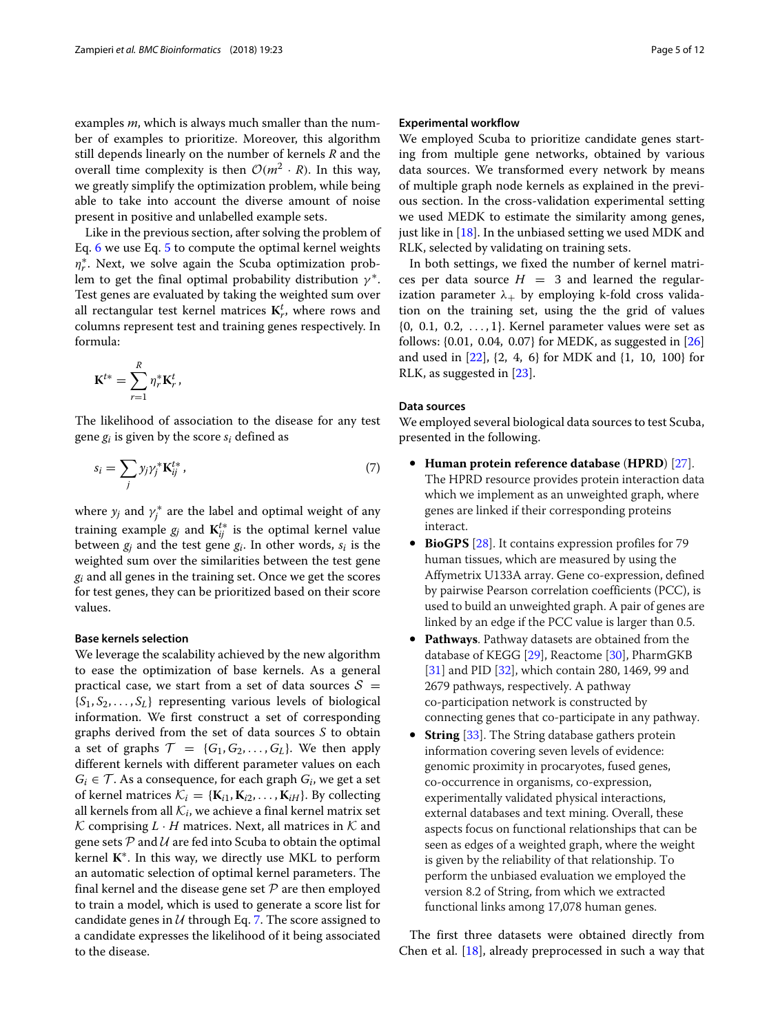examples $m$, which is always much smaller than the number of examples to prioritize. Moreover, this algorithm still depends linearly on the number of kernels $R$ and the overall time complexity is then $\mathcal{O}(m^2 \cdot R)$. In this way, we greatly simplify the optimization problem, while being able to take into account the diverse amount of noise present in positive and unlabelled example sets.

Like in the previous section, after solving the problem of Eq. 6 we use Eq. 5 to compute the optimal kernel weights $\eta_r^*$. Next, we solve again the Scuba optimization problem to get the final optimal probability distribution $\gamma^*$. Test genes are evaluated by taking the weighted sum over all rectangular test kernel matrices $\mathbf{K}_r^t$, where rows and columns represent test and training genes respectively. In formula:

$$\mathbf{K}^{t*} = \sum_{r=1}^{R} \eta_r^* \mathbf{K}_r^t ,$$

The likelihood of association to the disease for any test gene $g_i$ is given by the score $s_i$ defined as

$$s_i = \sum_j y_j \gamma_j^* \mathbf{K}_{ij}^{t*} , \tag{7}$$

where $y_j$ and $\gamma_j^*$ are the label and optimal weight of any training example $g_j$ and $\mathbf{K}_{ij}^{t*}$ is the optimal kernel value between $g_j$ and the test gene $g_i$. In other words, $s_i$ is the weighted sum over the similarities between the test gene $g_i$ and all genes in the training set. Once we get the scores for test genes, they can be prioritized based on their score values.

### Base kernels selection

We leverage the scalability achieved by the new algorithm to ease the optimization of base kernels. As a general practical case, we start from a set of data sources $\mathcal{S} = \{S_1, S_2, \ldots, S_L\}$ representing various levels of biological information. We first construct a set of corresponding graphs derived from the set of data sources $S$ to obtain a set of graphs $\mathcal{T} = \{G_1, G_2, \ldots, G_L\}$. We then apply different kernels with different parameter values on each $G_i \in \mathcal{T}$. As a consequence, for each graph $G_i$, we get a set of kernel matrices $\mathcal{K}_i = \{\mathbf{K}_{i1}, \mathbf{K}_{i2}, \ldots, \mathbf{K}_{iH}\}$. By collecting all kernels from all $\mathcal{K}_i$, we achieve a final kernel matrix set $\mathcal{K}$ comprising $L \cdot H$ matrices. Next, all matrices in $\mathcal{K}$ and gene sets $\mathcal{P}$ and $\mathcal{U}$ are fed into Scuba to obtain the optimal kernel $\mathbf{K}^*$. In this way, we directly use MKL to perform an automatic selection of optimal kernel parameters. The final kernel and the disease gene set $\mathcal{P}$ are then employed to train a model, which is used to generate a score list for candidate genes in $\mathcal{U}$ through Eq. 7. The score assigned to a candidate expresses the likelihood of it being associated to the disease.

### Experimental workflow

We employed Scuba to prioritize candidate genes starting from multiple gene networks, obtained by various data sources. We transformed every network by means of multiple graph node kernels as explained in the previous section. In the cross-validation experimental setting we used MEDK to estimate the similarity among genes, just like in [18]. In the unbiased setting we used MDK and RLK, selected by validating on training sets.

In both settings, we fixed the number of kernel matrices per data source $H = 3$ and learned the regularization parameter $\lambda_+$ by employing k-fold cross validation on the training set, using the the grid of values $\{0, 0.1, 0.2, \ldots, 1\}$. Kernel parameter values were set as follows: $\{0.01, 0.04, 0.07\}$ for MEDK, as suggested in [26] and used in [22], $\{2, 4, 6\}$ for MDK and $\{1, 10, 100\}$ for RLK, as suggested in [23].

### Data sources

We employed several biological data sources to test Scuba, presented in the following.

- **Human protein reference database (HPRD)** [27]. The HPRD resource provides protein interaction data which we implement as an unweighted graph, where genes are linked if their corresponding proteins interact.
- **BioGPS** [28]. It contains expression profiles for 79 human tissues, which are measured by using the Affymetrix U133A array. Gene co-expression, defined by pairwise Pearson correlation coefficients (PCC), is used to build an unweighted graph. A pair of genes are linked by an edge if the PCC value is larger than 0.5.
- **Pathways**. Pathway datasets are obtained from the database of KEGG [29], Reactome [30], PharmGKB [31] and PID [32], which contain 280, 1469, 99 and 2679 pathways, respectively. A pathway co-participation network is constructed by connecting genes that co-participate in any pathway.
- **String** [33]. The String database gathers protein information covering seven levels of evidence: genomic proximity in procaryotes, fused genes, co-occurrence in organisms, co-expression, experimentally validated physical interactions, external databases and text mining. Overall, these aspects focus on functional relationships that can be seen as edges of a weighted graph, where the weight is given by the reliability of that relationship. To perform the unbiased evaluation we employed the version 8.2 of String, from which we extracted functional links among 17,078 human genes.

The first three datasets were obtained directly from Chen et al. [18], already preprocessed in such a way that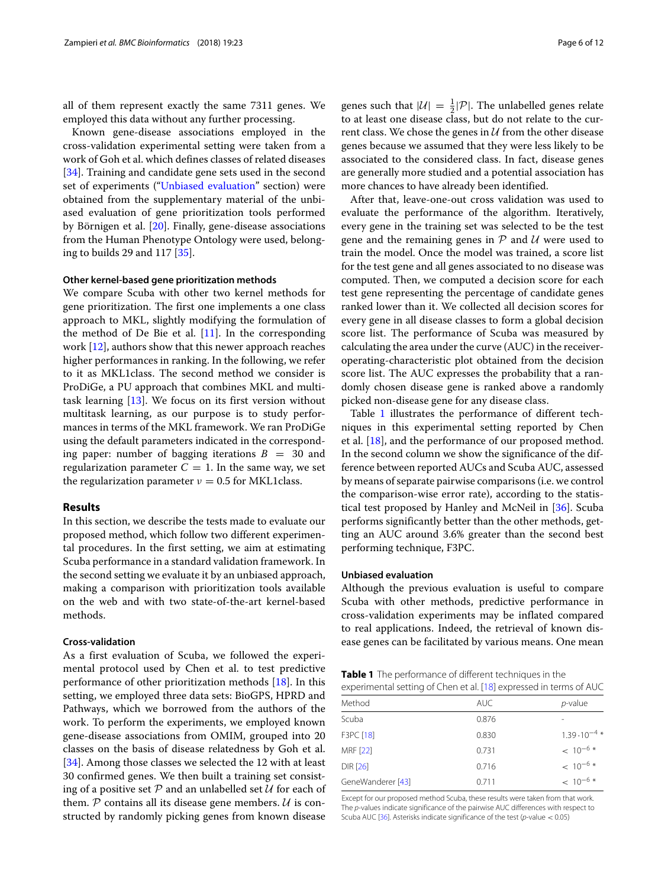all of them represent exactly the same 7311 genes. We employed this data without any further processing.

Known gene-disease associations employed in the cross-validation experimental setting were taken from a work of Goh et al. which defines classes of related diseases [34]. Training and candidate gene sets used in the second set of experiments ("Unbiased evaluation" section) were obtained from the supplementary material of the unbiased evaluation of gene prioritization tools performed by Börnigen et al. [20]. Finally, gene-disease associations from the Human Phenotype Ontology were used, belonging to builds 29 and 117 [35].

#### Other kernel-based gene prioritization methods

We compare Scuba with other two kernel methods for gene prioritization. The first one implements a one class approach to MKL, slightly modifying the formulation of the method of De Bie et al. [11]. In the corresponding work [12], authors show that this newer approach reaches higher performances in ranking. In the following, we refer to it as MKL1class. The second method we consider is ProDiGe, a PU approach that combines MKL and multitask learning [13]. We focus on its first version without multitask learning, as our purpose is to study performances in terms of the MKL framework. We ran ProDiGe using the default parameters indicated in the corresponding paper: number of bagging iterations $B = 30$ and regularization parameter $C = 1$. In the same way, we set the regularization parameter $\nu = 0.5$ for MKL1class.

## Results

In this section, we describe the tests made to evaluate our proposed method, which follow two different experimental procedures. In the first setting, we aim at estimating Scuba performance in a standard validation framework. In the second setting we evaluate it by an unbiased approach, making a comparison with prioritization tools available on the web and with two state-of-the-art kernel-based methods.

#### Cross-validation

As a first evaluation of Scuba, we followed the experimental protocol used by Chen et al. to test predictive performance of other prioritization methods [18]. In this setting, we employed three data sets: BioGPS, HPRD and Pathways, which we borrowed from the authors of the work. To perform the experiments, we employed known gene-disease associations from OMIM, grouped into 20 classes on the basis of disease relatedness by Goh et al. [34]. Among those classes we selected the 12 with at least 30 confirmed genes. We then built a training set consisting of a positive set $\mathcal{P}$ and an unlabelled set $\mathcal{U}$ for each of them. $\mathcal{P}$ contains all its disease gene members. $\mathcal{U}$ is constructed by randomly picking genes from known disease genes such that $|\mathcal{U}| = \frac{1}{2}|\mathcal{P}|$. The unlabelled genes relate to at least one disease class, but do not relate to the current class. We chose the genes in $\mathcal{U}$ from the other disease genes because we assumed that they were less likely to be associated to the considered class. In fact, disease genes are generally more studied and a potential association has more chances to have already been identified.

After that, leave-one-out cross validation was used to evaluate the performance of the algorithm. Iteratively, every gene in the training set was selected to be the test gene and the remaining genes in $\mathcal{P}$ and $\mathcal{U}$ were used to train the model. Once the model was trained, a score list for the test gene and all genes associated to no disease was computed. Then, we computed a decision score for each test gene representing the percentage of candidate genes ranked lower than it. We collected all decision scores for every gene in all disease classes to form a global decision score list. The performance of Scuba was measured by calculating the area under the curve (AUC) in the receiver-operating-characteristic plot obtained from the decision score list. The AUC expresses the probability that a randomly chosen disease gene is ranked above a randomly picked non-disease gene for any disease class.

Table 1 illustrates the performance of different techniques in this experimental setting reported by Chen et al. [18], and the performance of our proposed method. In the second column we show the significance of the difference between reported AUCs and Scuba AUC, assessed by means of separate pairwise comparisons (i.e. we control the comparison-wise error rate), according to the statistical test proposed by Hanley and McNeil in [36]. Scuba performs significantly better than the other methods, getting an AUC around 3.6% greater than the second best performing technique, F3PC.

**Table 1** The performance of different techniques in the experimental setting of Chen et al. [18] expressed in terms of AUC

| Method | AUC | *p*-value |
|---|---|---|
| Scuba | 0.876 | - |
| F3PC [18] | 0.830 | $1.39 \cdot 10^{-4}$ * |
| MRF [22] | 0.731 | $< 10^{-6}$ * |
| DIR [26] | 0.716 | $< 10^{-6}$ * |
| GeneWanderer [43] | 0.711 | $< 10^{-6}$ * |

Except for our proposed method Scuba, these results were taken from that work. The *p*-values indicate significance of the pairwise AUC differences with respect to Scuba AUC [36]. Asterisks indicate significance of the test ($p$-value $< 0.05$)

#### Unbiased evaluation

Although the previous evaluation is useful to compare Scuba with other methods, predictive performance in cross-validation experiments may be inflated compared to real applications. Indeed, the retrieval of known disease genes can be facilitated by various means. One mean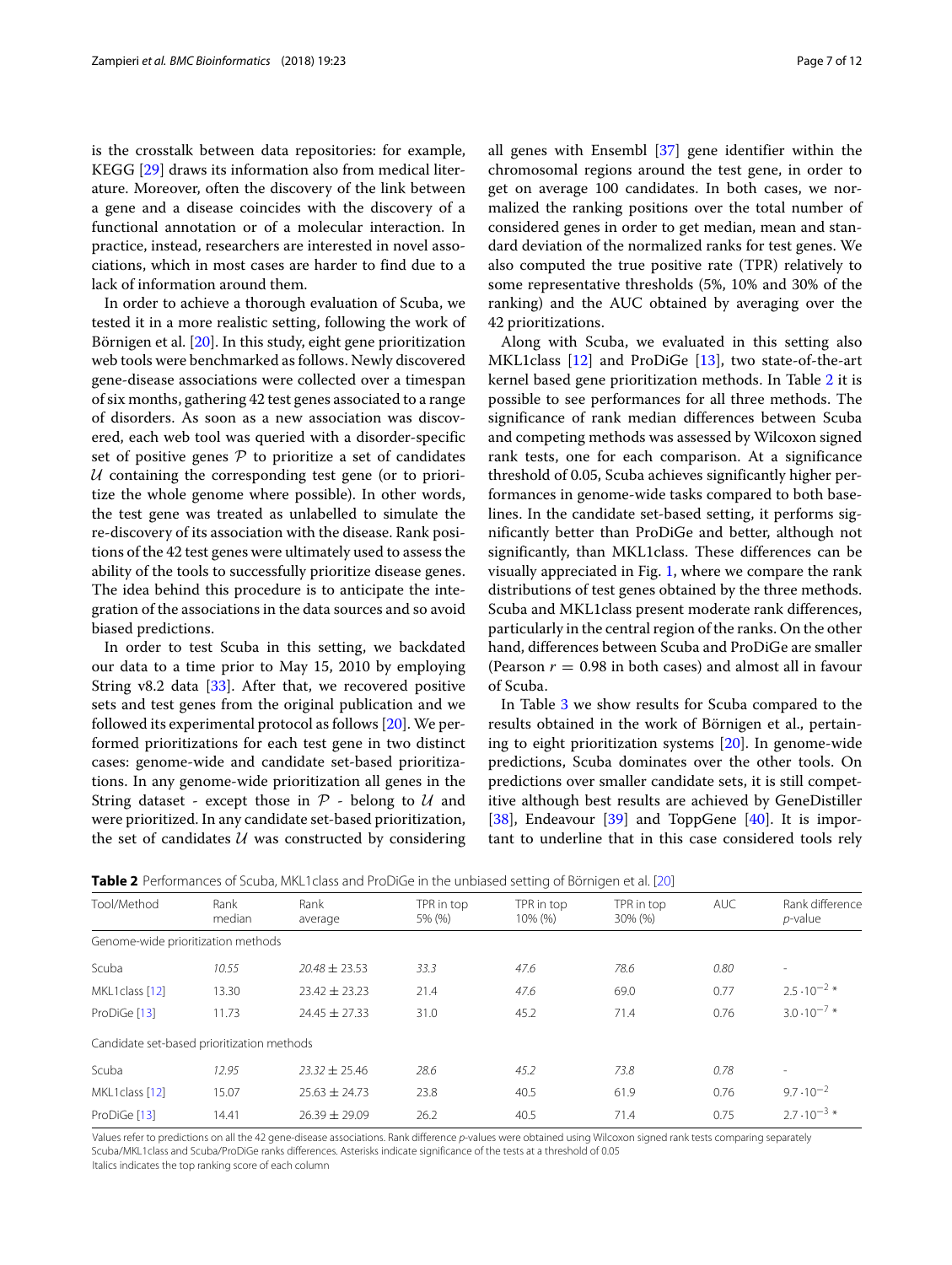is the crosstalk between data repositories: for example, KEGG [29] draws its information also from medical literature. Moreover, often the discovery of the link between a gene and a disease coincides with the discovery of a functional annotation or of a molecular interaction. In practice, instead, researchers are interested in novel associations, which in most cases are harder to find due to a lack of information around them.

In order to achieve a thorough evaluation of Scuba, we tested it in a more realistic setting, following the work of Börnigen et al. [20]. In this study, eight gene prioritization web tools were benchmarked as follows. Newly discovered gene-disease associations were collected over a timespan of six months, gathering 42 test genes associated to a range of disorders. As soon as a new association was discovered, each web tool was queried with a disorder-specific set of positive genes $\mathcal{P}$ to prioritize a set of candidates $\mathcal{U}$ containing the corresponding test gene (or to prioritize the whole genome where possible). In other words, the test gene was treated as unlabelled to simulate the re-discovery of its association with the disease. Rank positions of the 42 test genes were ultimately used to assess the ability of the tools to successfully prioritize disease genes. The idea behind this procedure is to anticipate the integration of the associations in the data sources and so avoid biased predictions.

In order to test Scuba in this setting, we backdated our data to a time prior to May 15, 2010 by employing String v8.2 data [33]. After that, we recovered positive sets and test genes from the original publication and we followed its experimental protocol as follows [20]. We performed prioritizations for each test gene in two distinct cases: genome-wide and candidate set-based prioritizations. In any genome-wide prioritization all genes in the String dataset - except those in $\mathcal{P}$ - belong to $\mathcal{U}$ and were prioritized. In any candidate set-based prioritization, the set of candidates $\mathcal{U}$ was constructed by considering all genes with Ensembl [37] gene identifier within the chromosomal regions around the test gene, in order to get on average 100 candidates. In both cases, we normalized the ranking positions over the total number of considered genes in order to get median, mean and standard deviation of the normalized ranks for test genes. We also computed the true positive rate (TPR) relatively to some representative thresholds (5%, 10% and 30% of the ranking) and the AUC obtained by averaging over the 42 prioritizations.

Along with Scuba, we evaluated in this setting also MKL1class [12] and ProDiGe [13], two state-of-the-art kernel based gene prioritization methods. In Table 2 it is possible to see performances for all three methods. The significance of rank median differences between Scuba and competing methods was assessed by Wilcoxon signed rank tests, one for each comparison. At a significance threshold of 0.05, Scuba achieves significantly higher performances in genome-wide tasks compared to both baselines. In the candidate set-based setting, it performs significantly better than ProDiGe and better, although not significantly, than MKL1class. These differences can be visually appreciated in Fig. 1, where we compare the rank distributions of test genes obtained by the three methods. Scuba and MKL1class present moderate rank differences, particularly in the central region of the ranks. On the other hand, differences between Scuba and ProDiGe are smaller (Pearson $r = 0.98$ in both cases) and almost all in favour of Scuba.

In Table 3 we show results for Scuba compared to the results obtained in the work of Börnigen et al., pertaining to eight prioritization systems [20]. In genome-wide predictions, Scuba dominates over the other tools. On predictions over smaller candidate sets, it is still competitive although best results are achieved by GeneDistiller [38], Endeavour [39] and ToppGene [40]. It is important to underline that in this case considered tools rely

**Table 2** Performances of Scuba, MKL1class and ProDiGe in the unbiased setting of Börnigen et al. [20]

| Tool/Method | Rank median | Rank average | TPR in top 5% (%) | TPR in top 10% (%) | TPR in top 30% (%) | AUC | Rank difference *p*-value |
|---|---|---|---|---|---|---|---|
| Genome-wide prioritization methods | | | | | | | |
| Scuba | *10.55* | *20.48 ± 23.53* | *33.3* | *47.6* | *78.6* | *0.80* | - |
| MKL1class [12] | 13.30 | 23.42 ± 23.23 | 21.4 | *47.6* | 69.0 | 0.77 | $2.5 \cdot 10^{-2}$ * |
| ProDiGe [13] | 11.73 | 24.45 ± 27.33 | 31.0 | 45.2 | 71.4 | 0.76 | $3.0 \cdot 10^{-7}$ * |
| Candidate set-based prioritization methods | | | | | | | |
| Scuba | *12.95* | *23.32 ± 25.46* | *28.6* | *45.2* | *73.8* | *0.78* | - |
| MKL1class [12] | 15.07 | 25.63 ± 24.73 | 23.8 | 40.5 | 61.9 | 0.76 | $9.7 \cdot 10^{-2}$ |
| ProDiGe [13] | 14.41 | 26.39 ± 29.09 | 26.2 | 40.5 | 71.4 | 0.75 | $2.7 \cdot 10^{-3}$ * |

Values refer to predictions on all the 42 gene-disease associations. Rank difference *p*-values were obtained using Wilcoxon signed rank tests comparing separately Scuba/MKL1class and Scuba/ProDiGe ranks differences. Asterisks indicate significance of the tests at a threshold of 0.05

Italics indicates the top ranking score of each column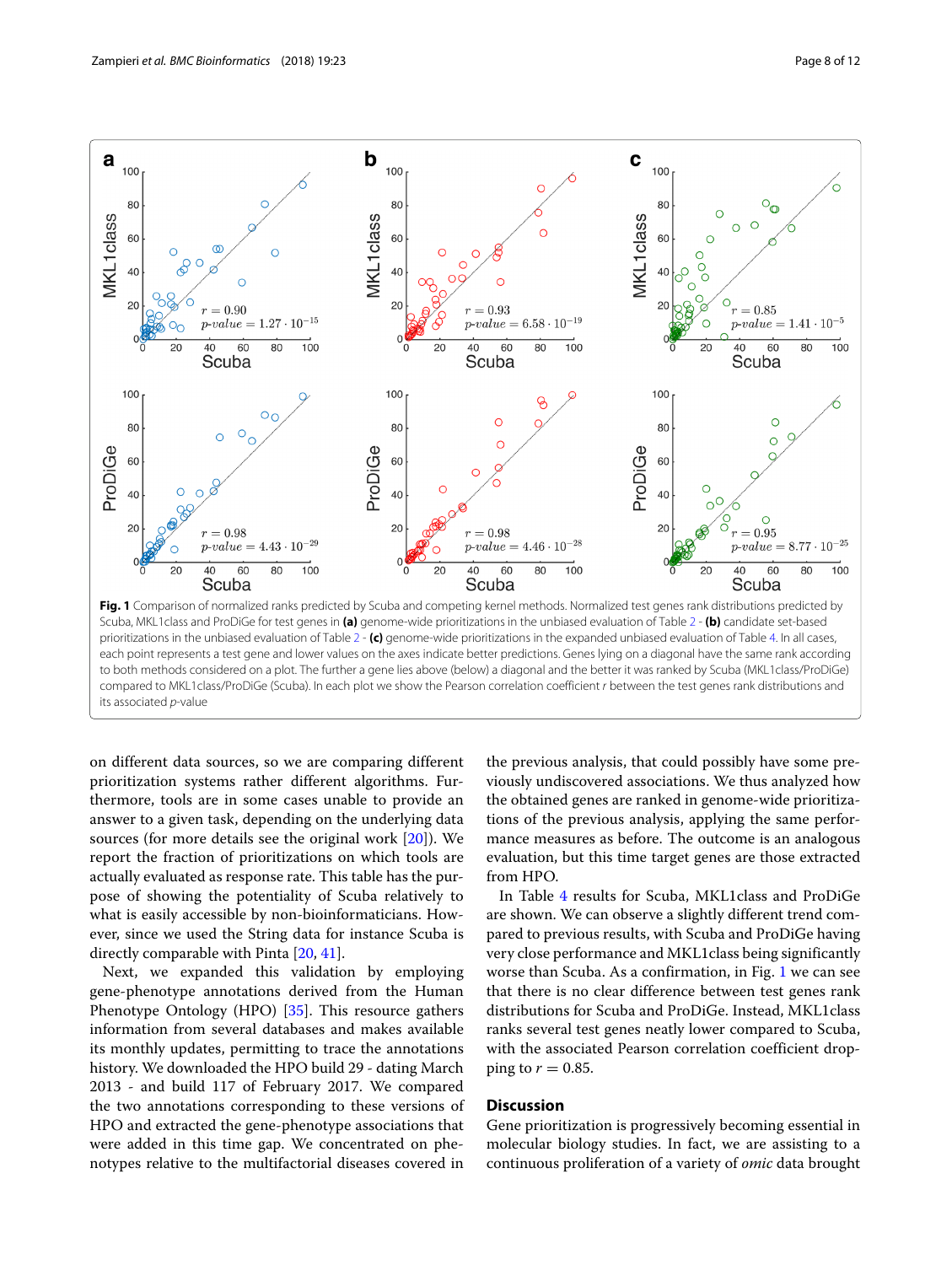**Fig. 1** Comparison of normalized ranks predicted by Scuba and competing kernel methods. Normalized test genes rank distributions predicted by Scuba, MKL1class and ProDiGe for test genes in **(a)** genome-wide prioritizations in the unbiased evaluation of Table 2 - **(b)** candidate set-based prioritizations in the unbiased evaluation of Table 2 - **(c)** genome-wide prioritizations in the expanded unbiased evaluation of Table 4. In all cases, each point represents a test gene and lower values on the axes indicate better predictions. Genes lying on a diagonal have the same rank according to both methods considered on a plot. The further a gene lies above (below) a diagonal and the better it was ranked by Scuba (MKL1class/ProDiGe) compared to MKL1class/ProDiGe (Scuba). In each plot we show the Pearson correlation coefficient $r$ between the test genes rank distributions and its associated $p$-value

on different data sources, so we are comparing different prioritization systems rather different algorithms. Furthermore, tools are in some cases unable to provide an answer to a given task, depending on the underlying data sources (for more details see the original work [20]). We report the fraction of prioritizations on which tools are actually evaluated as response rate. This table has the purpose of showing the potentiality of Scuba relatively to what is easily accessible by non-bioinformaticians. However, since we used the String data for instance Scuba is directly comparable with Pinta [20, 41].

Next, we expanded this validation by employing gene-phenotype annotations derived from the Human Phenotype Ontology (HPO) [35]. This resource gathers information from several databases and makes available its monthly updates, permitting to trace the annotations history. We downloaded the HPO build 29 - dating March 2013 - and build 117 of February 2017. We compared the two annotations corresponding to these versions of HPO and extracted the gene-phenotype associations that were added in this time gap. We concentrated on phenotypes relative to the multifactorial diseases covered in the previous analysis, that could possibly have some previously undiscovered associations. We thus analyzed how the obtained genes are ranked in genome-wide prioritizations of the previous analysis, applying the same performance measures as before. The outcome is an analogous evaluation, but this time target genes are those extracted from HPO.

In Table 4 results for Scuba, MKL1class and ProDiGe are shown. We can observe a slightly different trend compared to previous results, with Scuba and ProDiGe having very close performance and MKL1class being significantly worse than Scuba. As a confirmation, in Fig. 1 we can see that there is no clear difference between test genes rank distributions for Scuba and ProDiGe. Instead, MKL1class ranks several test genes neatly lower compared to Scuba, with the associated Pearson correlation coefficient dropping to $r = 0.85$.

## Discussion

Gene prioritization is progressively becoming essential in molecular biology studies. In fact, we are assisting to a continuous proliferation of a variety of *omic* data brought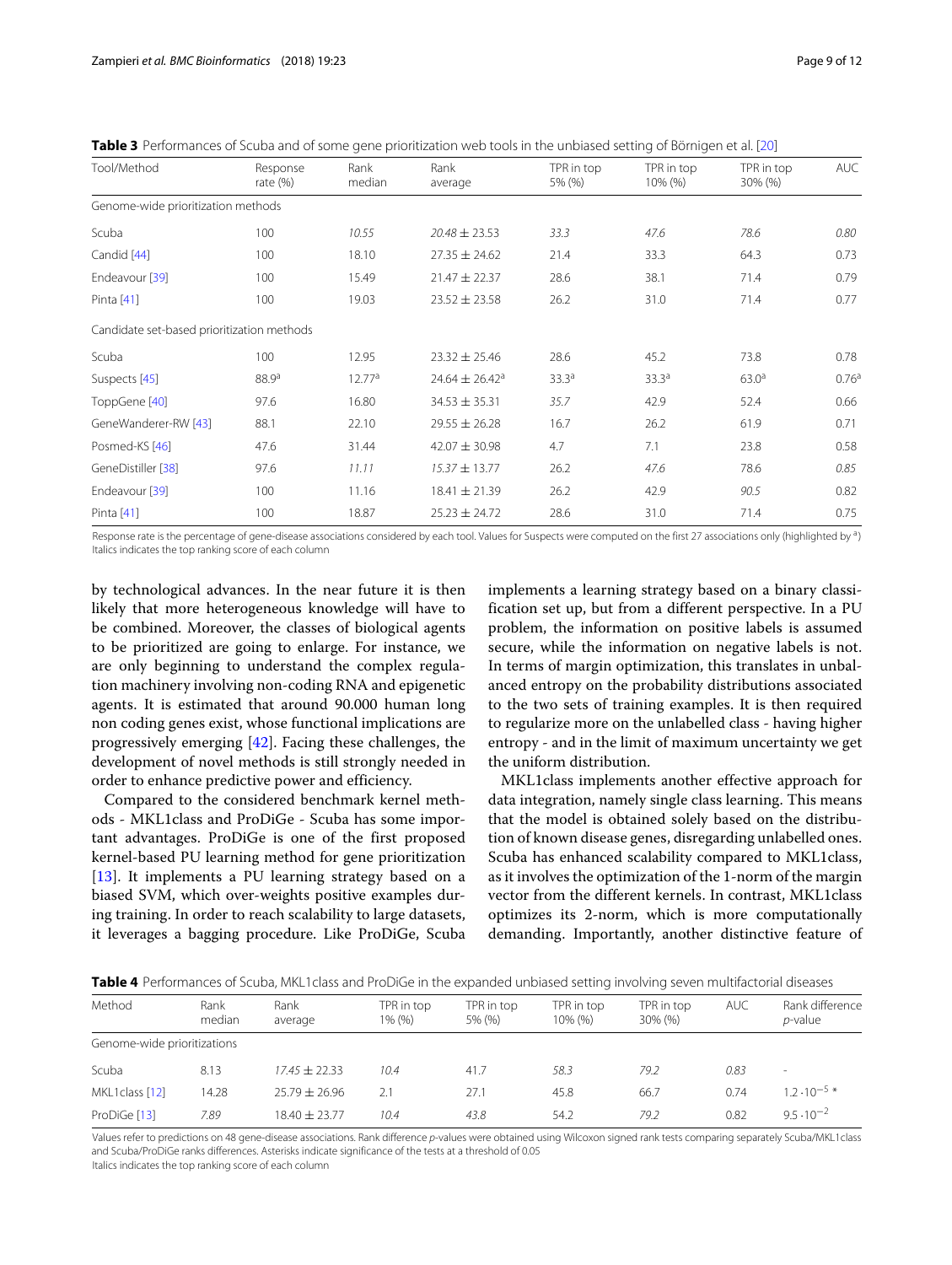**Table 3** Performances of Scuba and of some gene prioritization web tools in the unbiased setting of Börnigen et al. [20]

| Tool/Method | Response rate (%) | Rank median | Rank average | TPR in top 5% (%) | TPR in top 10% (%) | TPR in top 30% (%) | AUC |
|---|---|---|---|---|---|---|---|
| Genome-wide prioritization methods | | | | | | | |
| Scuba | 100 | *10.55* | *20.48 ± 23.53* | *33.3* | *47.6* | *78.6* | *0.80* |
| Candid [44] | 100 | 18.10 | 27.35 ± 24.62 | 21.4 | 33.3 | 64.3 | 0.73 |
| Endeavour [39] | 100 | 15.49 | 21.47 ± 22.37 | 28.6 | 38.1 | 71.4 | 0.79 |
| Pinta [41] | 100 | 19.03 | 23.52 ± 23.58 | 26.2 | 31.0 | 71.4 | 0.77 |
| Candidate set-based prioritization methods | | | | | | | |
| Scuba | 100 | 12.95 | 23.32 ± 25.46 | 28.6 | 45.2 | 73.8 | 0.78 |
| Suspects [45] | 88.9[a] | 12.77[a] | 24.64 ± 26.42[a] | 33.3[a] | 33.3[a] | 63.0[a] | 0.76[a] |
| ToppGene [40] | 97.6 | 16.80 | 34.53 ± 35.31 | *35.7* | 42.9 | 52.4 | 0.66 |
| GeneWanderer-RW [43] | 88.1 | 22.10 | 29.55 ± 26.28 | 16.7 | 26.2 | 61.9 | 0.71 |
| Posmed-KS [46] | 47.6 | 31.44 | 42.07 ± 30.98 | 4.7 | 7.1 | 23.8 | 0.58 |
| GeneDistiller [38] | 97.6 | *11.11* | *15.37 ± 13.77* | 26.2 | *47.6* | 78.6 | *0.85* |
| Endeavour [39] | 100 | 11.16 | 18.41 ± 21.39 | 26.2 | 42.9 | *90.5* | 0.82 |
| Pinta [41] | 100 | 18.87 | 25.23 ± 24.72 | 28.6 | 31.0 | 71.4 | 0.75 |

Response rate is the percentage of gene-disease associations considered by each tool. Values for Suspects were computed on the first 27 associations only (highlighted by [a])
Italics indicates the top ranking score of each column

by technological advances. In the near future it is then likely that more heterogeneous knowledge will have to be combined. Moreover, the classes of biological agents to be prioritized are going to enlarge. For instance, we are only beginning to understand the complex regulation machinery involving non-coding RNA and epigenetic agents. It is estimated that around 90.000 human long non coding genes exist, whose functional implications are progressively emerging [42]. Facing these challenges, the development of novel methods is still strongly needed in order to enhance predictive power and efficiency.

Compared to the considered benchmark kernel methods - MKL1class and ProDiGe - Scuba has some important advantages. ProDiGe is one of the first proposed kernel-based PU learning method for gene prioritization [13]. It implements a PU learning strategy based on a biased SVM, which over-weights positive examples during training. In order to reach scalability to large datasets, it leverages a bagging procedure. Like ProDiGe, Scuba implements a learning strategy based on a binary classification set up, but from a different perspective. In a PU problem, the information on positive labels is assumed secure, while the information on negative labels is not. In terms of margin optimization, this translates in unbalanced entropy on the probability distributions associated to the two sets of training examples. It is then required to regularize more on the unlabelled class - having higher entropy - and in the limit of maximum uncertainty we get the uniform distribution.

MKL1class implements another effective approach for data integration, namely single class learning. This means that the model is obtained solely based on the distribution of known disease genes, disregarding unlabelled ones. Scuba has enhanced scalability compared to MKL1class, as it involves the optimization of the 1-norm of the margin vector from the different kernels. In contrast, MKL1class optimizes its 2-norm, which is more computationally demanding. Importantly, another distinctive feature of

**Table 4** Performances of Scuba, MKL1class and ProDiGe in the expanded unbiased setting involving seven multifactorial diseases

| Method | Rank median | Rank average | TPR in top 1% (%) | TPR in top 5% (%) | TPR in top 10% (%) | TPR in top 30% (%) | AUC | Rank difference *p*-value |
|---|---|---|---|---|---|---|---|---|
| Genome-wide prioritizations | | | | | | | | |
| Scuba | 8.13 | *17.45 ± 22.33* | *10.4* | 41.7 | *58.3* | *79.2* | *0.83* | - |
| MKL1class [12] | 14.28 | 25.79 ± 26.96 | 2.1 | 27.1 | 45.8 | 66.7 | 0.74 | $1.2 \cdot 10^{-5}$ * |
| ProDiGe [13] | *7.89* | 18.40 ± 23.77 | *10.4* | *43.8* | 54.2 | *79.2* | 0.82 | $9.5 \cdot 10^{-2}$ |

Values refer to predictions on 48 gene-disease associations. Rank difference *p*-values were obtained using Wilcoxon signed rank tests comparing separately Scuba/MKL1class and Scuba/ProDiGe ranks differences. Asterisks indicate significance of the tests at a threshold of 0.05
Italics indicates the top ranking score of each column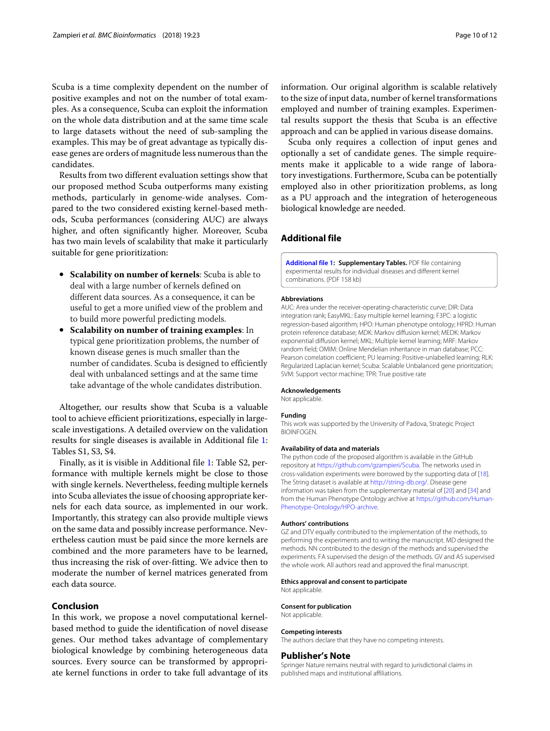Scuba is a time complexity dependent on the number of positive examples and not on the number of total examples. As a consequence, Scuba can exploit the information on the whole data distribution and at the same time scale to large datasets without the need of sub-sampling the examples. This may be of great advantage as typically disease genes are orders of magnitude less numerous than the candidates.

Results from two different evaluation settings show that our proposed method Scuba outperforms many existing methods, particularly in genome-wide analyses. Compared to the two considered existing kernel-based methods, Scuba performances (considering AUC) are always higher, and often significantly higher. Moreover, Scuba has two main levels of scalability that make it particularly suitable for gene prioritization:

- **Scalability on number of kernels**: Scuba is able to deal with a large number of kernels defined on different data sources. As a consequence, it can be useful to get a more unified view of the problem and to build more powerful predicting models.
- **Scalability on number of training examples**: In typical gene prioritization problems, the number of known disease genes is much smaller than the number of candidates. Scuba is designed to efficiently deal with unbalanced settings and at the same time take advantage of the whole candidates distribution.

Altogether, our results show that Scuba is a valuable tool to achieve efficient prioritizations, especially in large-scale investigations. A detailed overview on the validation results for single diseases is available in Additional file 1: Tables S1, S3, S4.

Finally, as it is visible in Additional file 1: Table S2, performance with multiple kernels might be close to those with single kernels. Nevertheless, feeding multiple kernels into Scuba alleviates the issue of choosing appropriate kernels for each data source, as implemented in our work. Importantly, this strategy can also provide multiple views on the same data and possibly increase performance. Nevertheless caution must be paid since the more kernels are combined and the more parameters have to be learned, thus increasing the risk of over-fitting. We advice then to moderate the number of kernel matrices generated from each data source.

## Conclusion

In this work, we propose a novel computational kernel-based method to guide the identification of novel disease genes. Our method takes advantage of complementary biological knowledge by combining heterogeneous data sources. Every source can be transformed by appropriate kernel functions in order to take full advantage of its information. Our original algorithm is scalable relatively to the size of input data, number of kernel transformations employed and number of training examples. Experimental results support the thesis that Scuba is an effective approach and can be applied in various disease domains.

Scuba only requires a collection of input genes and optionally a set of candidate genes. The simple requirements make it applicable to a wide range of laboratory investigations. Furthermore, Scuba can be potentially employed also in other prioritization problems, as long as a PU approach and the integration of heterogeneous biological knowledge are needed.

## Additional file

**Additional file 1: Supplementary Tables.** PDF file containing experimental results for individual diseases and different kernel combinations. (PDF 158 kb)

### Abbreviations

AUC: Area under the receiver-operating-characteristic curve; DIR: Data integration rank; EasyMKL: Easy multiple kernel learning; F3PC: a logistic regression-based algorithm; HPO: Human phenotype ontology; HPRD: Human protein reference database; MDK: Markov diffusion kernel; MEDK: Markov exponential diffusion kernel; MKL: Multiple kernel learning; MRF: Markov random field; OMIM: Online Mendelian inheritance in man database; PCC: Pearson correlation coefficient; PU learning: Positive-unlabelled learning; RLK: Regularized Laplacian kernel; Scuba: Scalable Unbalanced gene prioritization; SVM: Support vector machine; TPR: True positive rate

### Acknowledgements

Not applicable.

### Funding

This work was supported by the University of Padova, Strategic Project BIOINFOGEN.

### Availability of data and materials

The python code of the proposed algorithm is available in the GitHub repository at https://github.com/gzampieri/Scuba. The networks used in cross-validation experiments were borrowed by the supporting data of [18]. The String dataset is available at http://string-db.org/. Disease gene information was taken from the supplementary material of [20] and [34] and from the Human Phenotype Ontology archive at https://github.com/Human-Phenotype-Ontology/HPO-archive.

### Authors' contributions

GZ and DTV equally contributed to the implementation of the methods, to performing the experiments and to writing the manuscript. MD designed the methods. NN contributed to the design of the methods and supervised the experiments. FA supervised the design of the methods. GV and AS supervised the whole work. All authors read and approved the final manuscript.

### Ethics approval and consent to participate

Not applicable.

### Consent for publication

Not applicable.

### Competing interests

The authors declare that they have no competing interests.

## Publisher's Note

Springer Nature remains neutral with regard to jurisdictional claims in published maps and institutional affiliations.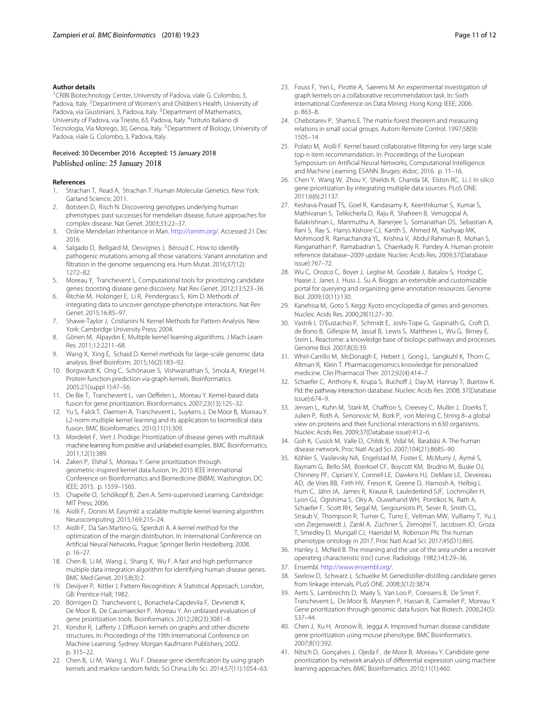### Author details

[1]CRIBI Biotechnology Center, University of Padova, viale G. Colombo, 3, Padova, Italy. [2]Department of Women's and Children's Health, University of Padova, via Giustiniani, 3, Padova, Italy. [3]Department of Mathematics, University of Padova, via Trieste, 63, Padova, Italy. [4]Istituto Italiano di Tecnologia, Via Morego, 30, Genoa, Italy. [5]Department of Biology, University of Padova, viale G. Colombo, 3, Padova, Italy.

Received: 30 December 2016 Accepted: 15 January 2018
Published online: 25 January 2018

### References

1. Strachan T, Read A, Strachan T. Human Molecular Genetics. New York: Garland Science; 2011.
2. Botstein D, Risch N. Discovering genotypes underlying human phenotypes: past successes for mendelian disease, future approaches for complex disease. Nat Genet. 2003;33:22–37.
3. Online Mendelian Inheritance in Man. http://omim.org/. Accessed 21 Dec 2016.
4. Salgado D, Bellgard M, Desvignes J, Béroud C. How to identify pathogenic mutations among all those variations: Variant annotation and filtration in the genome sequencing era. Hum Mutat. 2016;37(12): 1272–82.
5. Moreau Y, Tranchevent L. Computational tools for prioritizing candidate genes: boosting disease gene discovery. Nat Rev Genet. 2012;13:523–36.
6. Ritchie M, Holzinger E, Li R, Pendergrass S, Kim D. Methods of integrating data to uncover genotype-phenotype interactions. Nat Rev Genet. 2015;16:85–97.
7. Shawe-Taylor J, Cristianini N. Kernel Methods for Pattern Analysis. New York: Cambridge University Press; 2004.
8. Gönen M, Alpaydın E. Multiple kernel learning algorithms. J Mach Learn Res. 2011;12:2211–68.
9. Wang X, Xing E, Schaid D. Kernel methods for large-scale genomic data analysis. Brief Bioinform. 2015;16(2):183–92.
10. Borgwardt K, Ong C, Schönauer S, Vishwanathan S, Smola A, Kriegel H. Protein function prediction via graph kernels. Bioinformatics. 2005;21(suppl 1):47–56.
11. De Bie T, Tranchevent L, van Oeffelen L, Moreau Y. Kernel-based data fusion for gene prioritization. Bioinformatics. 2007;23(13):125–32.
12. Yu S, Falck T, Daemen A, Tranchevent L, Suykens J, De Moor B, Moreau Y. L2-norm multiple kernel learning and its application to biomedical data fusion. BMC Bioinformatics. 2010;11(1):309.
13. Mordelet F, Vert J. Prodige: Prioritization of disease genes with multitask machine learning from positive and unlabeled examples. BMC Bioinformatics. 2011;12(1):389.
14. Zakeri P, Elshal S, Moreau Y. Gene prioritization through geometric-inspired kernel data fusion. In: 2015 IEEE International Conference on Bioinformatics and Biomedicine (BIBM). Washington, DC: IEEE; 2015. p. 1559–1565.
15. Chapelle O, Schölkopf B, Zien A. Semi-supervised Learning. Cambridge: MIT Press; 2006.
16. Aiolli F, Donini M. Easymkl: a scalable multiple kernel learning algorithm. Neurocomputing. 2015;169:215–24.
17. Aiolli F, Da San Martino G, Sperduti A. A kernel method for the optimization of the margin distribution. In: International Conference on Artificial Neural Networks. Prague: Springer Berlin Heidelberg; 2008. p. 16–27.
18. Chen B, Li M, Wang J, Shang X, Wu F. A fast and high performance multiple data integration algorithm for identifying human disease genes. BMC Med Genet. 2015;8(3):2.
19. Devijver P, Kittler J. Pattern Recognition: A Statistical Approach. London, GB: Prentice-Hall; 1982.
20. Börnigen D, Tranchevent L, Bonachela-Capdevila F, Devriendt K, De Moor B, De Causmaecker P, Moreau Y. An unbiased evaluation of gene prioritization tools. Bioinformatics. 2012;28(23):3081–8.
21. Kondor R, Lafferty J. Diffusion kernels on graphs and other discrete structures. In: Proceedings of the 19th International Conference on Machine Learning. Sydney: Morgan Kaufmann Publishers; 2002. p. 315–22.
22. Chen B, Li M, Wang J, Wu F. Disease gene identification by using graph kernels and markov random fields. Sci China Life Sci. 2014;57(11):1054–63.
23. Fouss F, Yen L, Pirotte A, Saerens M. An experimental investigation of graph kernels on a collaborative recommendation task. In: Sixth International Conference on Data Mining. Hong Kong: IEEE; 2006. p. 863–8.
24. Chebotarev P, Shamis E. The matrix-forest theorem and measuring relations in small social groups. Autom Remote Control. 1997;58(9): 1505–14.
25. Polato M, Aiolli F. Kernel based collaborative filtering for very large scale top-n item recommendation. In: Proceedings of the European Symposium on Artificial Neural Networks, Computational Intelligence and Machine Learning, ESANN. Bruges: i6doc; 2016. p. 11–16.
26. Chen Y, Wang W, Zhou Y, Shields R, Chanda SK, Elston RC, Li J. In silico gene prioritization by integrating multiple data sources. PLoS ONE. 2011;6(6):21137.
27. Keshava Prasad TS, Goel R, Kandasamy K, Keerthikumar S, Kumar S, Mathivanan S, Telikicherla D, Raju R, Shafreen B, Venugopal A, Balakrishnan L, Marimuthu A, Banerjee S, Somanathan DS, Sebastian A, Rani S, Ray S, Harrys Kishore CJ, Kanth S, Ahmed M, Kashyap MK, Mohmood R, Ramachandra YL, Krishna V, Abdul Rahiman B, Mohan S, Ranganathan P, Ramabadran S, Chaerkady R, Pandey A. Human protein reference database–2009 update. Nucleic Acids Res. 2009;37(Database issue):767–72.
28. Wu C, Orozco C, Boyer J, Leglise M, Goodale J, Batalov S, Hodge C, Haase J, Janes J, Huss J, Su A. Biogps: an extensible and customizable portal for querying and organizing gene annotation resources. Genome Biol. 2009;10(11):130.
29. Kanehisa M, Goto S. Kegg: Kyoto encyclopedia of genes and genomes. Nucleic Acids Res. 2000;28(1):27–30.
30. Vastrik I, D'Eustachio P, Schmidt E, Joshi-Tope G, Gopinath G, Croft D, de Bono B, Gillespie M, Jassal B, Lewis S, Matthews L, Wu G, Birney E, Stein L. Reactome: a knowledge base of biologic pathways and processes. Genome Biol. 2007;8(3):39.
31. Whirl-Carrillo M, McDonagh E, Hebert J, Gong L, Sangkuhl K, Thorn C, Altman R, Klein T. Pharmacogenomics knowledge for personalized medicine. Clin Pharmacol Ther. 2012;92(4):414–7.
32. Schaefer C, Anthony K, Krupa S, Buchoff J, Day M, Hannay T, Buetow K. Pid: the pathway interaction database. Nucleic Acids Res. 2008; 37(Database Issue):674–9.
33. Jensen L, Kuhn M, Stark M, Chaffron S, Creevey C, Muller J, Doerks T, Julien P, Roth A, Simonovic M, Bork P, von Mering C. String 8–a global view on proteins and their functional interactions in 630 organisms. Nucleic Acids Res. 2009;37(Database issue):412–6.
34. Goh K, Cusick M, Valle D, Childs B, Vidal M, Barabási A. The human disease network. Proc Natl Acad Sci. 2007;104(21):8685–90.
35. Köhler S, Vasilevsky NA, Engelstad M, Foster E, McMurry J, Aymé S, Baynam G, Bello SM, Boerkoel CF, Boycott KM, Brudno M, Buske OJ, Chinnery PF, Cipriani V, Connell LE, Dawkins HJ, DeMare LE, Devereau AD, de Vries BB, Firth HV, Freson K, Greene D, Hamosh A, Helbig I, Hum C, Jähn JA, James R, Krause R, Laulederkind SJF, Lochmüller H, Lyon GJ, Ogishima S, Olry A, Ouwehand WH, Pontikos N, Rath A, Schaefer F, Scott RH, Segal M, Sergouniotis PI, Sever R, Smith CL, Straub V, Thompson R, Turner C, Turro E, Veltman MW, Vulliamy T, Yu J, von Ziegenweidt J, Zankl A, Züchner S, Zemojtel T, Jacobsen JO, Groza T, Smedley D, Mungall CJ, Haendel M, Robinson PN. The human phenotype ontology in 2017. Proc Natl Acad Sci. 2017;45(D1):865.
36. Hanley J, McNeil B. The meaning and the use of the area under a receiver operating characteristic (roc) curve. Radiology. 1982;143:29–36.
37. Ensembl. http://www.ensembl.org/.
38. Seelow D, Schwarz J, Schuelke M. Genedistiller-distilling candidate genes from linkage intervals. PLoS ONE. 2008;3(12):3874.
39. Aerts S, Lambrechts D, Maity S, Van Loo P, Coessens B, De Smet F, Tranchevent L, De Moor B, Marynen P, Hassan B, Carmeliet P, Moreau Y. Gene prioritization through genomic data fusion. Nat Biotech. 2006;24(5): 537–44.
40. Chen J, Xu H, Aronow B, Jegga A. Improved human disease candidate gene prioritization using mouse phenotype. BMC Bioinformatics. 2007;8(1):392.
41. Nitsch D, Gonçalves J, Ojeda F, de Moor B, Moreau Y. Candidate gene prioritization by network analysis of differential expression using machine learning approaches. BMC Bioinformatics. 2010;11(1):460.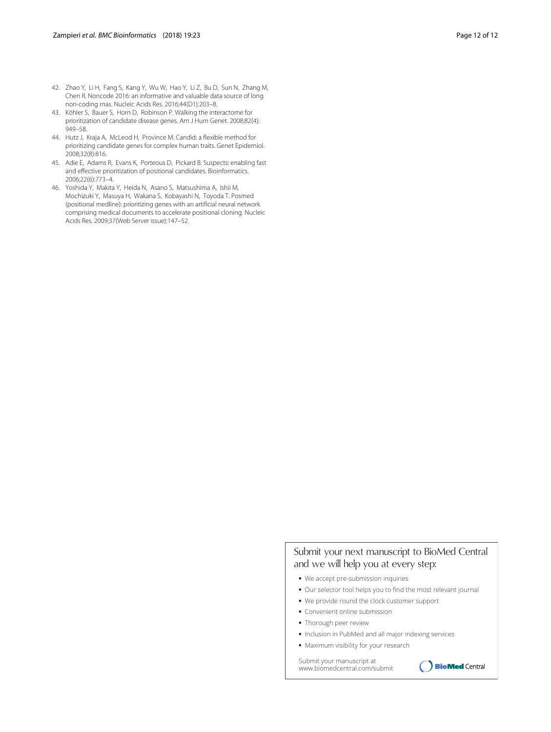42. Zhao Y, Li H, Fang S, Kang Y, Wu W, Hao Y, Li Z, Bu D, Sun N, Zhang M, Chen R. Noncode 2016: an informative and valuable data source of long non-coding rnas. Nucleic Acids Res. 2016;44(D1):203–8.
43. Köhler S, Bauer S, Horn D, Robinson P. Walking the interactome for prioritization of candidate disease genes. Am J Hum Genet. 2008;82(4): 949–58.
44. Hutz J, Kraja A, McLeod H, Province M. Candid: a flexible method for prioritizing candidate genes for complex human traits. Genet Epidemiol. 2008;32(8):816.
45. Adie E, Adams R, Evans K, Porteous D, Pickard B. Suspects: enabling fast and effective prioritization of positional candidates. Bioinformatics. 2006;22(6):773–4.
46. Yoshida Y, Makita Y, Heida N, Asano S, Matsushima A, Ishii M, Mochizuki Y, Masuya H, Wakana S, Kobayashi N, Toyoda T. Posmed (positional medline): prioritizing genes with an artificial neural network comprising medical documents to accelerate positional cloning. Nucleic Acids Res. 2009;37(Web Server issue):147–52.

Submit your next manuscript to BioMed Central and we will help you at every step:

- We accept pre-submission inquiries
- Our selector tool helps you to find the most relevant journal
- We provide round the clock customer support
- Convenient online submission
- Thorough peer review
- Inclusion in PubMed and all major indexing services
- Maximum visibility for your research

Submit your manuscript at www.biomedcentral.com/submit

BioMed Central